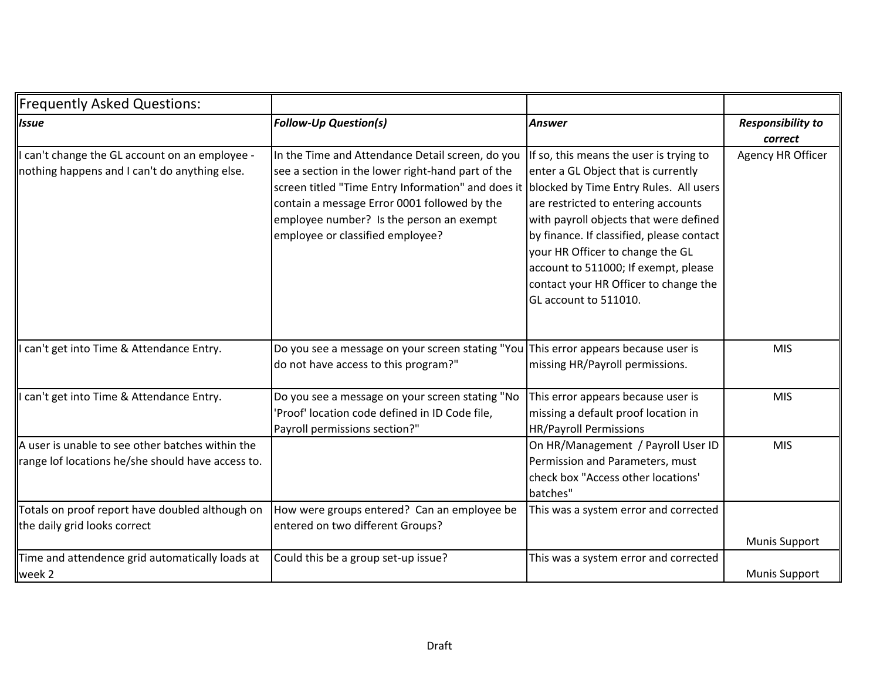| Frequently Asked Questions: | | | |
|---|---|---|---|
| ***Issue*** | ***Follow-Up Question(s)*** | ***Answer*** | ***Responsibility to correct*** |
| I can't change the GL account on an employee - nothing happens and I can't do anything else. | In the Time and Attendance Detail screen, do you see a section in the lower right-hand part of the screen titled "Time Entry Information" and does it contain a message Error 0001 followed by the employee number? Is the person an exempt employee or classified employee? | If so, this means the user is trying to enter a GL Object that is currently blocked by Time Entry Rules. All users are restricted to entering accounts with payroll objects that were defined by finance. If classified, please contact your HR Officer to change the GL account to 511000; If exempt, please contact your HR Officer to change the GL account to 511010. | Agency HR Officer |
| I can't get into Time & Attendance Entry. | Do you see a message on your screen stating "You do not have access to this program?" | This error appears because user is missing HR/Payroll permissions. | MIS |
| I can't get into Time & Attendance Entry. | Do you see a message on your screen stating "No 'Proof' location code defined in ID Code file, Payroll permissions section?" | This error appears because user is missing a default proof location in HR/Payroll Permissions | MIS |
| A user is unable to see other batches within the range lof locations he/she should have access to. | | On HR/Management / Payroll User ID Permission and Parameters, must check box "Access other locations' batches" | MIS |
| Totals on proof report have doubled although on the daily grid looks correct | How were groups entered? Can an employee be entered on two different Groups? | This was a system error and corrected | Munis Support |
| Time and attendence grid automatically loads at week 2 | Could this be a group set-up issue? | This was a system error and corrected | Munis Support |

Draft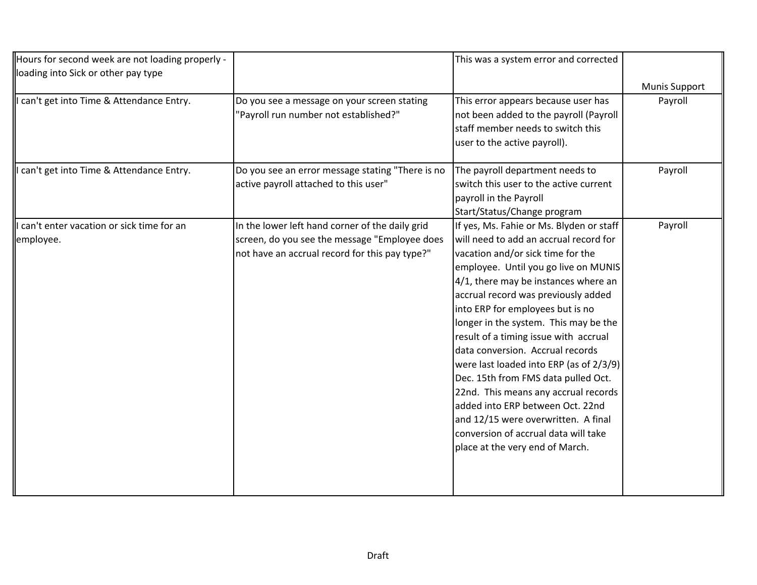| | | | |
|---|---|---|---|
| Hours for second week are not loading properly - loading into Sick or other pay type | | This was a system error and corrected | Munis Support |
| I can't get into Time & Attendance Entry. | Do you see a message on your screen stating "Payroll run number not established?" | This error appears because user has not been added to the payroll (Payroll staff member needs to switch this user to the active payroll). | Payroll |
| I can't get into Time & Attendance Entry. | Do you see an error message stating "There is no active payroll attached to this user" | The payroll department needs to switch this user to the active current payroll in the Payroll Start/Status/Change program | Payroll |
| I can't enter vacation or sick time for an employee. | In the lower left hand corner of the daily grid screen, do you see the message "Employee does not have an accrual record for this pay type?" | If yes, Ms. Fahie or Ms. Blyden or staff will need to add an accrual record for vacation and/or sick time for the employee. Until you go live on MUNIS 4/1, there may be instances where an accrual record was previously added into ERP for employees but is no longer in the system. This may be the result of a timing issue with accrual data conversion. Accrual records were last loaded into ERP (as of 2/3/9) Dec. 15th from FMS data pulled Oct. 22nd. This means any accrual records added into ERP between Oct. 22nd and 12/15 were overwritten. A final conversion of accrual data will take place at the very end of March. | Payroll |

Draft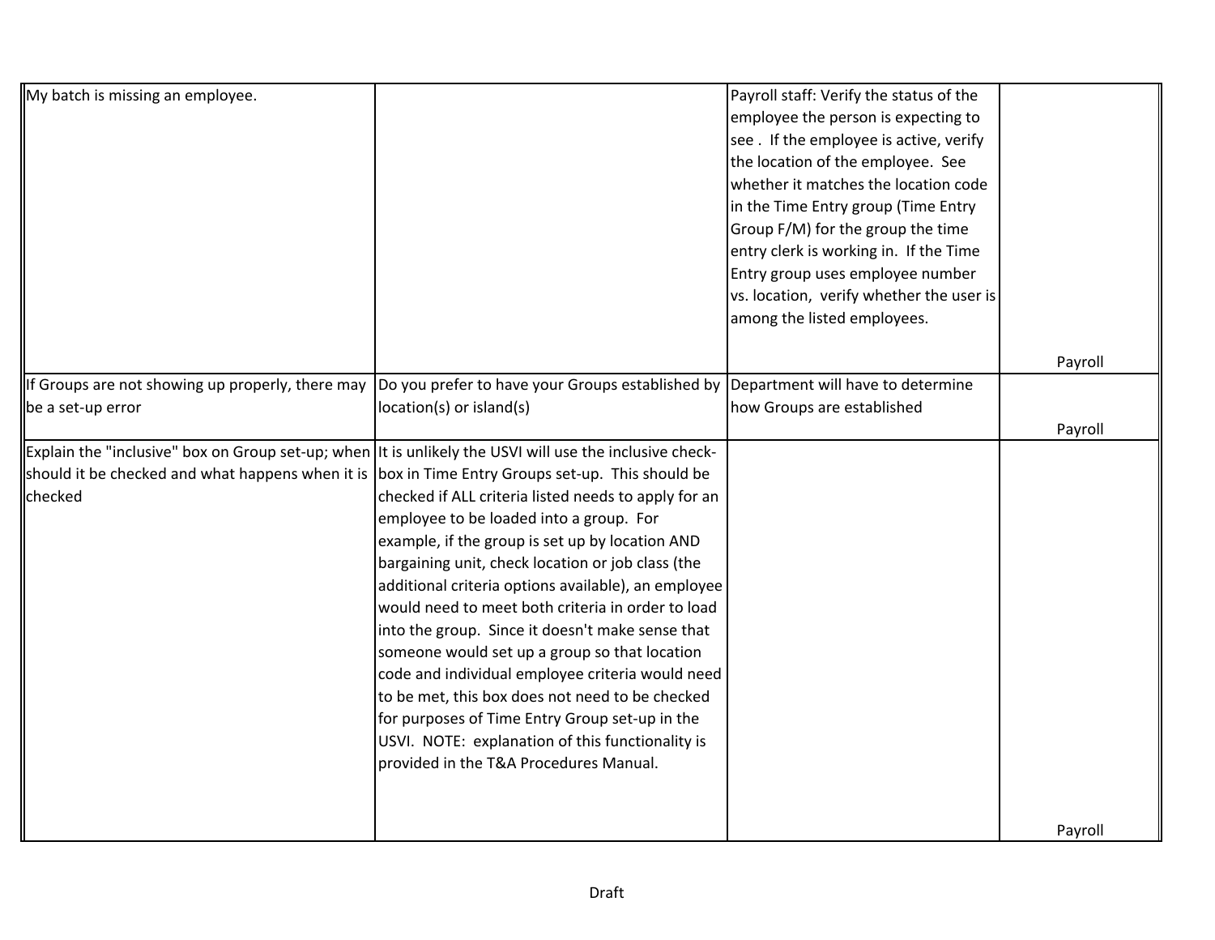| | | | |
|---|---|---|---|
| My batch is missing an employee. | | Payroll staff: Verify the status of the employee the person is expecting to see . If the employee is active, verify the location of the employee. See whether it matches the location code in the Time Entry group (Time Entry Group F/M) for the group the time entry clerk is working in. If the Time Entry group uses employee number vs. location, verify whether the user is among the listed employees. | Payroll |
| If Groups are not showing up properly, there may be a set-up error | Do you prefer to have your Groups established by location(s) or island(s) | Department will have to determine how Groups are established | Payroll |
| Explain the "inclusive" box on Group set-up; when should it be checked and what happens when it is checked | It is unlikely the USVI will use the inclusive check-box in Time Entry Groups set-up. This should be checked if ALL criteria listed needs to apply for an employee to be loaded into a group. For example, if the group is set up by location AND bargaining unit, check location or job class (the additional criteria options available), an employee would need to meet both criteria in order to load into the group. Since it doesn't make sense that someone would set up a group so that location code and individual employee criteria would need to be met, this box does not need to be checked for purposes of Time Entry Group set-up in the USVI. NOTE: explanation of this functionality is provided in the T&A Procedures Manual. | | Payroll |

Draft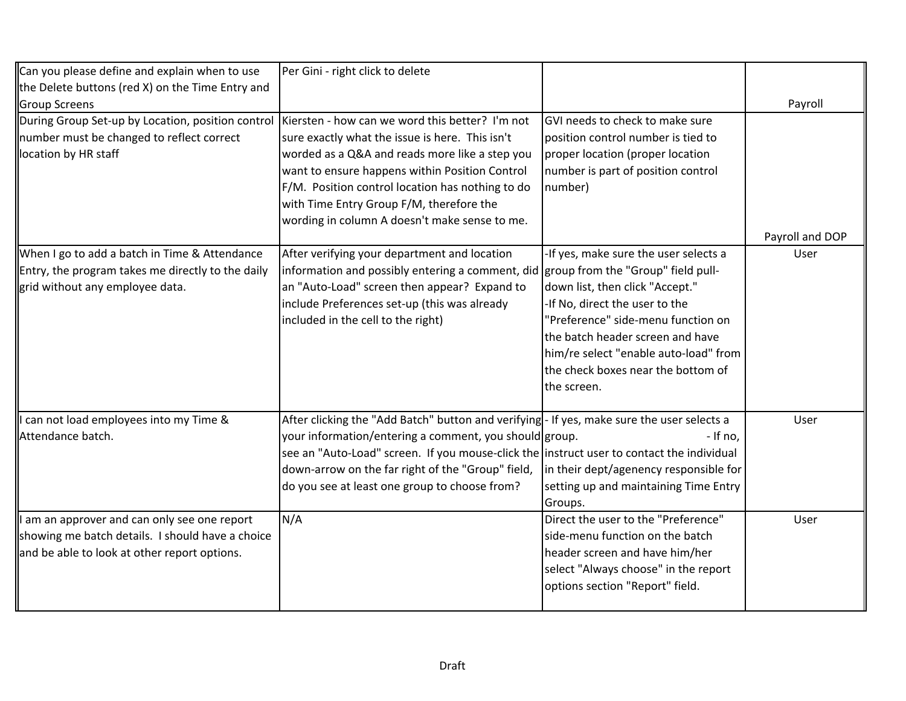| | | | |
|---|---|---|---|
| Can you please define and explain when to use the Delete buttons (red X) on the Time Entry and Group Screens | Per Gini - right click to delete | | Payroll |
| During Group Set-up by Location, position control number must be changed to reflect correct location by HR staff | Kiersten - how can we word this better? I'm not sure exactly what the issue is here. This isn't worded as a Q&A and reads more like a step you want to ensure happens within Position Control F/M. Position control location has nothing to do with Time Entry Group F/M, therefore the wording in column A doesn't make sense to me. | GVI needs to check to make sure position control number is tied to proper location (proper location number is part of position control number) | Payroll and DOP |
| When I go to add a batch in Time & Attendance Entry, the program takes me directly to the daily grid without any employee data. | After verifying your department and location information and possibly entering a comment, did an "Auto-Load" screen then appear? Expand to include Preferences set-up (this was already included in the cell to the right) | -If yes, make sure the user selects a group from the "Group" field pull-down list, then click "Accept."<br>-If No, direct the user to the "Preference" side-menu function on the batch header screen and have him/re select "enable auto-load" from the check boxes near the bottom of the screen. | User |
| I can not load employees into my Time & Attendance batch. | After clicking the "Add Batch" button and verifying your information/entering a comment, you should see an "Auto-Load" screen. If you mouse-click the down-arrow on the far right of the "Group" field, do you see at least one group to choose from? | - If yes, make sure the user selects a group. - If no, instruct user to contact the individual in their dept/agenency responsible for setting up and maintaining Time Entry Groups. | User |
| I am an approver and can only see one report showing me batch details. I should have a choice and be able to look at other report options. | N/A | Direct the user to the "Preference" side-menu function on the batch header screen and have him/her select "Always choose" in the report options section "Report" field. | User |

Draft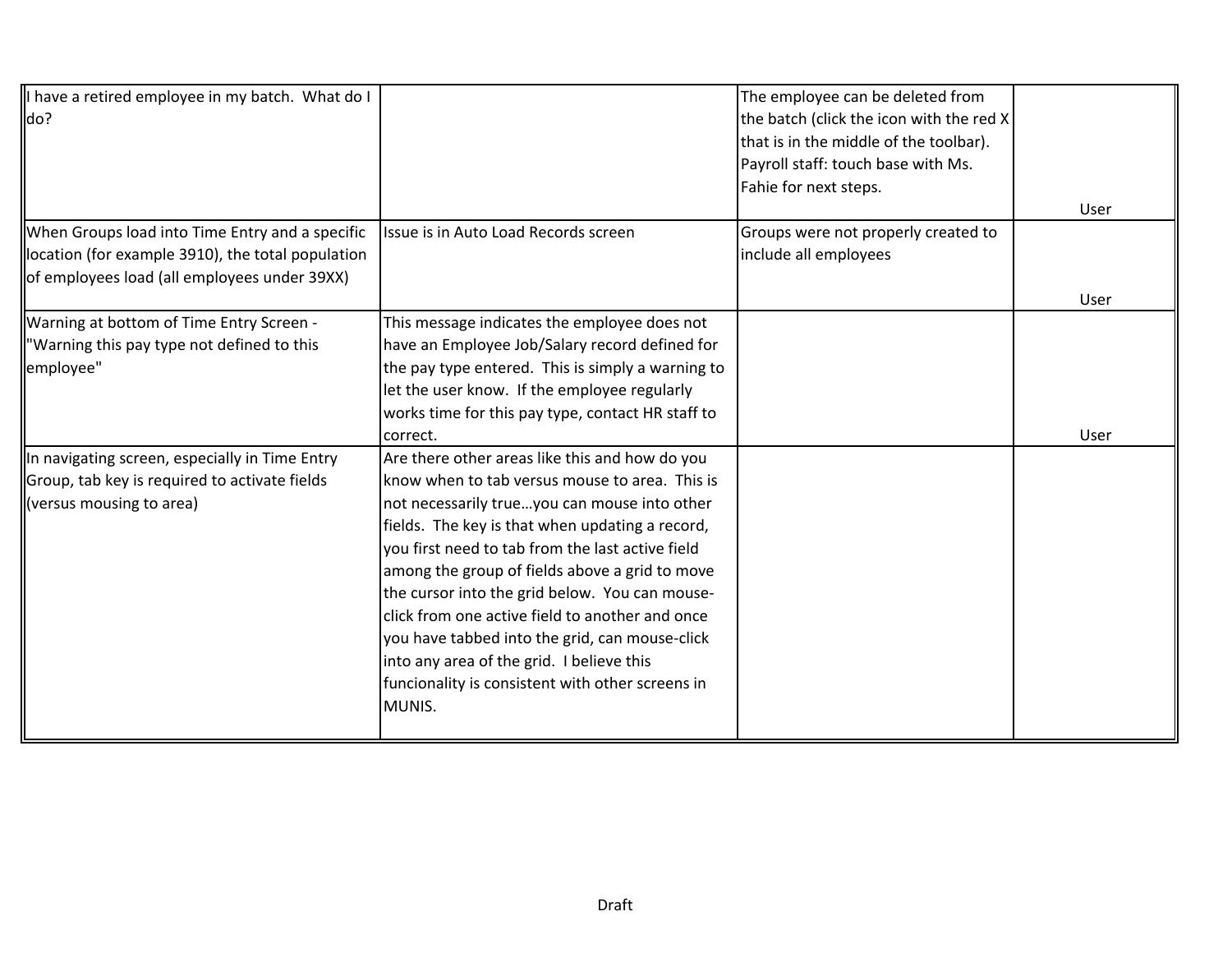| | | | |
|---|---|---|---|
| I have a retired employee in my batch. What do I do? | | The employee can be deleted from the batch (click the icon with the red X that is in the middle of the toolbar). Payroll staff: touch base with Ms. Fahie for next steps. | User |
| When Groups load into Time Entry and a specific location (for example 3910), the total population of employees load (all employees under 39XX) | Issue is in Auto Load Records screen | Groups were not properly created to include all employees | User |
| Warning at bottom of Time Entry Screen - "Warning this pay type not defined to this employee" | This message indicates the employee does not have an Employee Job/Salary record defined for the pay type entered. This is simply a warning to let the user know. If the employee regularly works time for this pay type, contact HR staff to correct. | | User |
| In navigating screen, especially in Time Entry Group, tab key is required to activate fields (versus mousing to area) | Are there other areas like this and how do you know when to tab versus mouse to area. This is not necessarily true…you can mouse into other fields. The key is that when updating a record, you first need to tab from the last active field among the group of fields above a grid to move the cursor into the grid below. You can mouse-click from one active field to another and once you have tabbed into the grid, can mouse-click into any area of the grid. I believe this funcionality is consistent with other screens in MUNIS. | | |

Draft